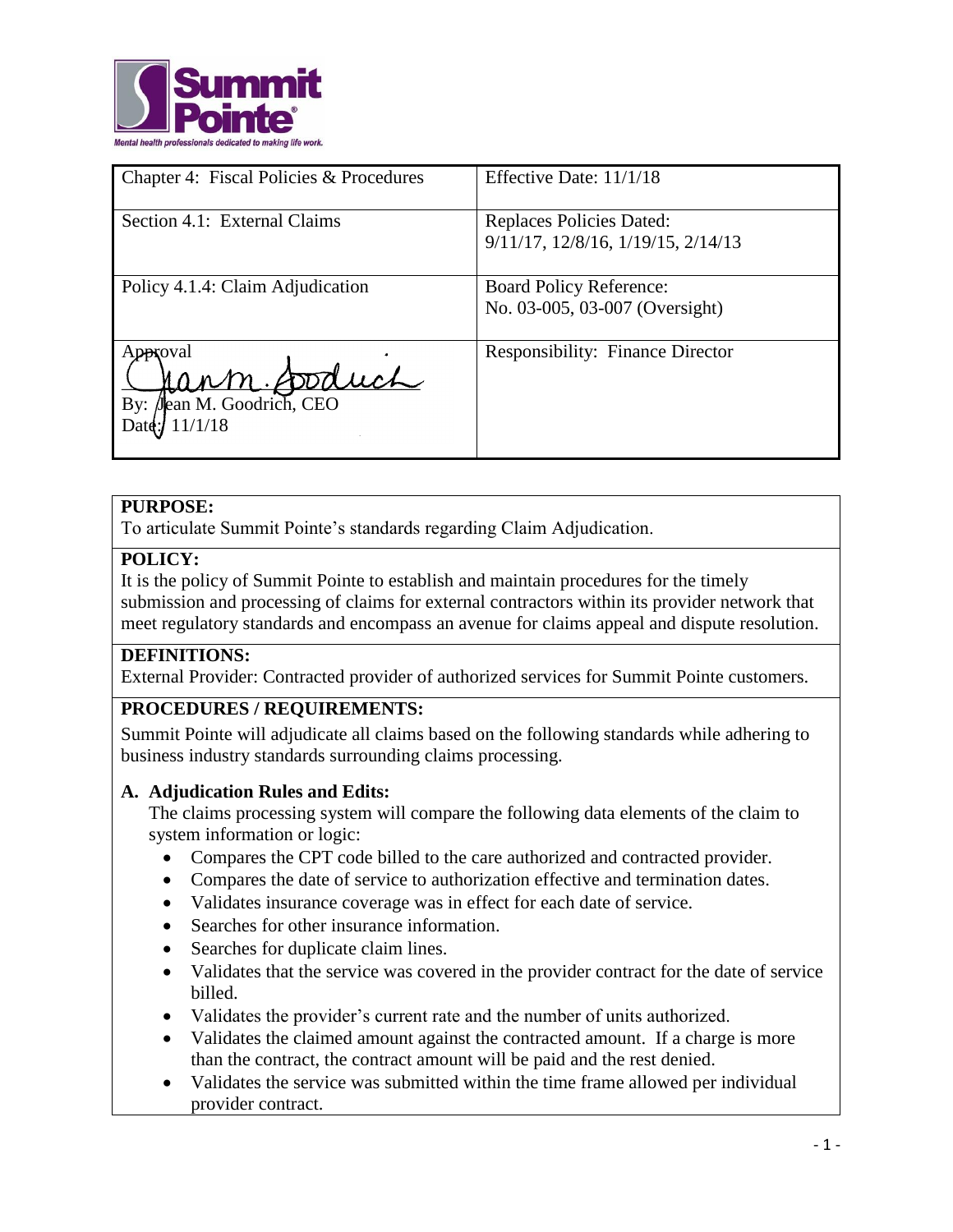| Chapter 4: Fiscal Policies & Procedures | Effective Date: 11/1/18 |
| --- | --- |
| Section 4.1: External Claims | Replaces Policies Dated: 9/11/17, 12/8/16, 1/19/15, 2/14/13 |
| Policy 4.1.4: Claim Adjudication | Board Policy Reference: No. 03-005, 03-007 (Oversight) |
| Approval By: Jean M. Goodrich, CEO Date: 11/1/18 | Responsibility: Finance Director |

**PURPOSE:**

To articulate Summit Pointe's standards regarding Claim Adjudication.

**POLICY:**

It is the policy of Summit Pointe to establish and maintain procedures for the timely submission and processing of claims for external contractors within its provider network that meet regulatory standards and encompass an avenue for claims appeal and dispute resolution.

**DEFINITIONS:**

External Provider: Contracted provider of authorized services for Summit Pointe customers.

**PROCEDURES / REQUIREMENTS:**

Summit Pointe will adjudicate all claims based on the following standards while adhering to business industry standards surrounding claims processing.

**A. Adjudication Rules and Edits:**

The claims processing system will compare the following data elements of the claim to system information or logic:

- Compares the CPT code billed to the care authorized and contracted provider.
- Compares the date of service to authorization effective and termination dates.
- Validates insurance coverage was in effect for each date of service.
- Searches for other insurance information.
- Searches for duplicate claim lines.
- Validates that the service was covered in the provider contract for the date of service billed.
- Validates the provider's current rate and the number of units authorized.
- Validates the claimed amount against the contracted amount. If a charge is more than the contract, the contract amount will be paid and the rest denied.
- Validates the service was submitted within the time frame allowed per individual provider contract.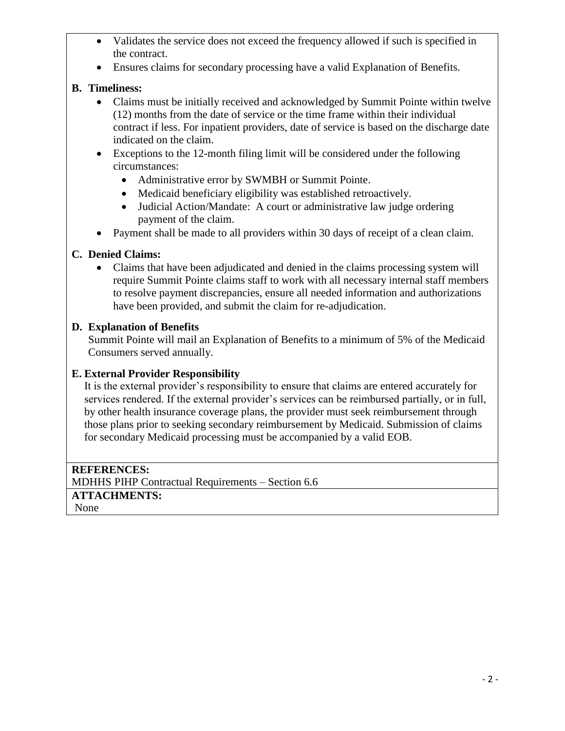- Validates the service does not exceed the frequency allowed if such is specified in the contract.
- Ensures claims for secondary processing have a valid Explanation of Benefits.

**B. Timeliness:**

- Claims must be initially received and acknowledged by Summit Pointe within twelve (12) months from the date of service or the time frame within their individual contract if less. For inpatient providers, date of service is based on the discharge date indicated on the claim.
- Exceptions to the 12-month filing limit will be considered under the following circumstances:
  - Administrative error by SWMBH or Summit Pointe.
  - Medicaid beneficiary eligibility was established retroactively.
  - Judicial Action/Mandate: A court or administrative law judge ordering payment of the claim.
- Payment shall be made to all providers within 30 days of receipt of a clean claim.

**C. Denied Claims:**

- Claims that have been adjudicated and denied in the claims processing system will require Summit Pointe claims staff to work with all necessary internal staff members to resolve payment discrepancies, ensure all needed information and authorizations have been provided, and submit the claim for re-adjudication.

**D. Explanation of Benefits**

Summit Pointe will mail an Explanation of Benefits to a minimum of 5% of the Medicaid Consumers served annually.

**E. External Provider Responsibility**

It is the external provider's responsibility to ensure that claims are entered accurately for services rendered. If the external provider's services can be reimbursed partially, or in full, by other health insurance coverage plans, the provider must seek reimbursement through those plans prior to seeking secondary reimbursement by Medicaid. Submission of claims for secondary Medicaid processing must be accompanied by a valid EOB.

**REFERENCES:**

MDHHS PIHP Contractual Requirements – Section 6.6

**ATTACHMENTS:**

None